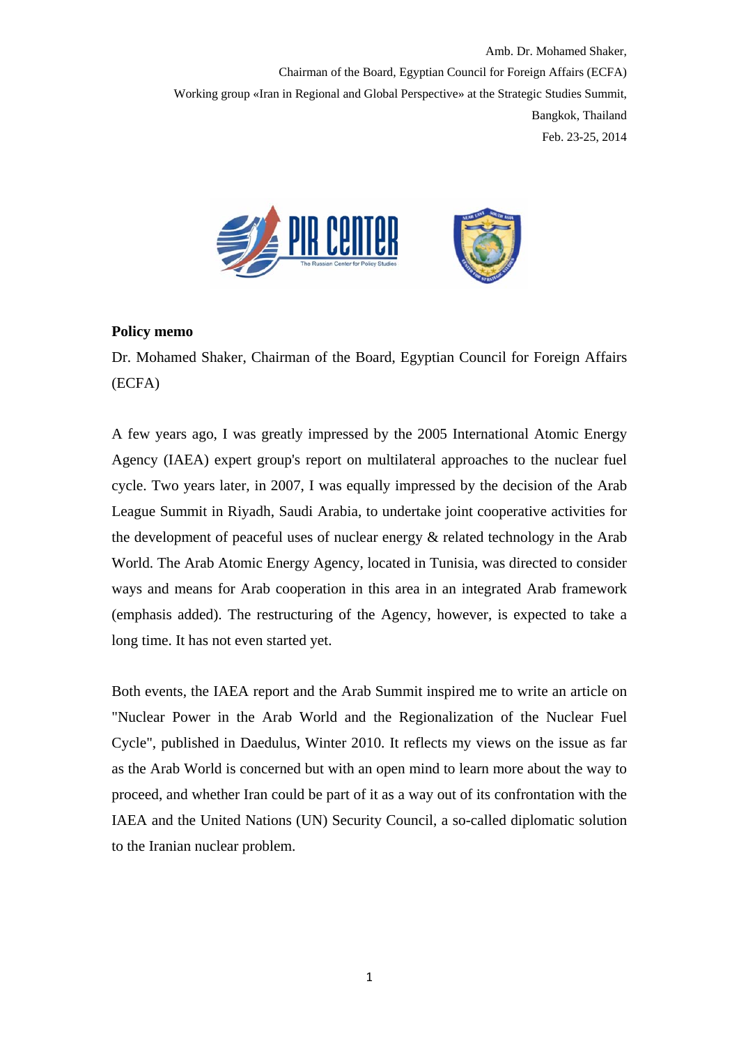Amb. Dr. Mohamed Shaker,
Chairman of the Board, Egyptian Council for Foreign Affairs (ECFA)
Working group «Iran in Regional and Global Perspective» at the Strategic Studies Summit,
Bangkok, Thailand
Feb. 23-25, 2014

**Policy memo**

Dr. Mohamed Shaker, Chairman of the Board, Egyptian Council for Foreign Affairs (ECFA)

A few years ago, I was greatly impressed by the 2005 International Atomic Energy Agency (IAEA) expert group's report on multilateral approaches to the nuclear fuel cycle. Two years later, in 2007, I was equally impressed by the decision of the Arab League Summit in Riyadh, Saudi Arabia, to undertake joint cooperative activities for the development of peaceful uses of nuclear energy & related technology in the Arab World. The Arab Atomic Energy Agency, located in Tunisia, was directed to consider ways and means for Arab cooperation in this area in an integrated Arab framework (emphasis added). The restructuring of the Agency, however, is expected to take a long time. It has not even started yet.

Both events, the IAEA report and the Arab Summit inspired me to write an article on "Nuclear Power in the Arab World and the Regionalization of the Nuclear Fuel Cycle", published in Daedulus, Winter 2010. It reflects my views on the issue as far as the Arab World is concerned but with an open mind to learn more about the way to proceed, and whether Iran could be part of it as a way out of its confrontation with the IAEA and the United Nations (UN) Security Council, a so-called diplomatic solution to the Iranian nuclear problem.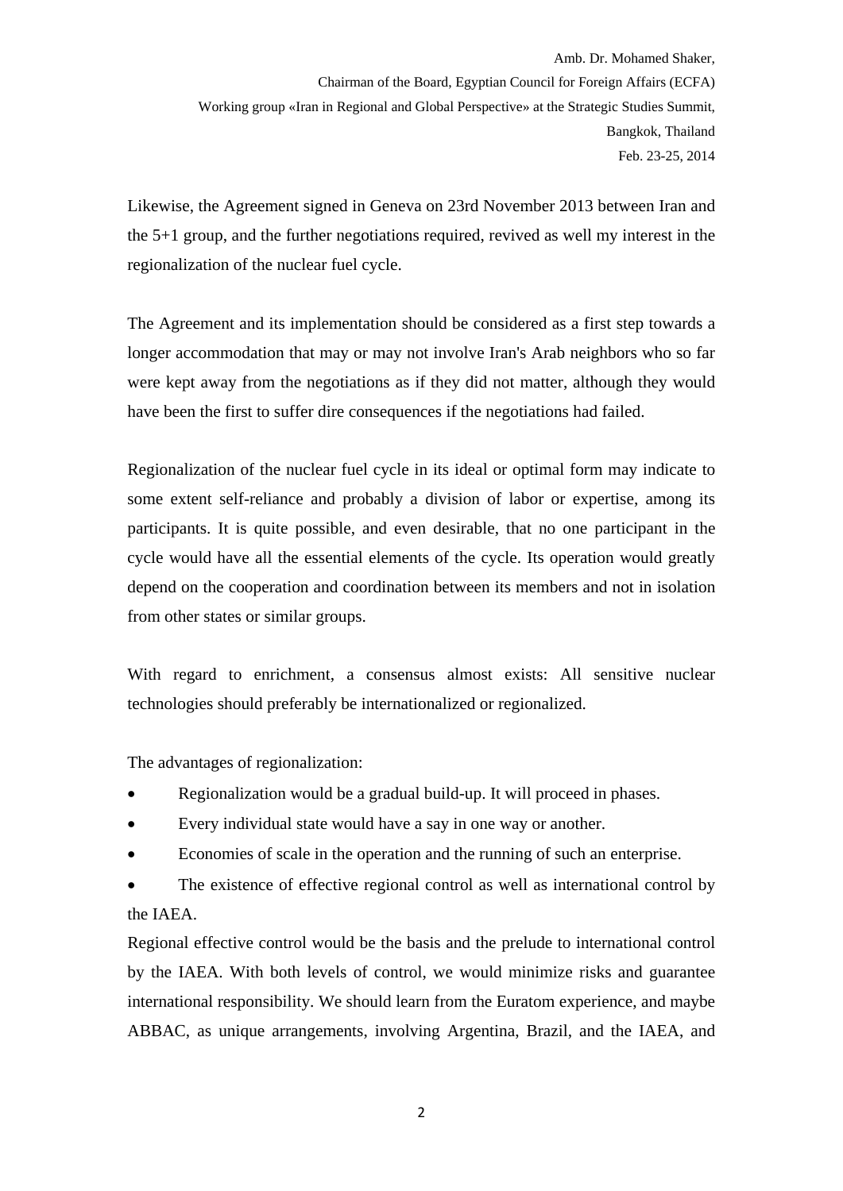Likewise, the Agreement signed in Geneva on 23rd November 2013 between Iran and the 5+1 group, and the further negotiations required, revived as well my interest in the regionalization of the nuclear fuel cycle.

The Agreement and its implementation should be considered as a first step towards a longer accommodation that may or may not involve Iran's Arab neighbors who so far were kept away from the negotiations as if they did not matter, although they would have been the first to suffer dire consequences if the negotiations had failed.

Regionalization of the nuclear fuel cycle in its ideal or optimal form may indicate to some extent self-reliance and probably a division of labor or expertise, among its participants. It is quite possible, and even desirable, that no one participant in the cycle would have all the essential elements of the cycle. Its operation would greatly depend on the cooperation and coordination between its members and not in isolation from other states or similar groups.

With regard to enrichment, a consensus almost exists: All sensitive nuclear technologies should preferably be internationalized or regionalized.

The advantages of regionalization:

- Regionalization would be a gradual build-up. It will proceed in phases.
- Every individual state would have a say in one way or another.
- Economies of scale in the operation and the running of such an enterprise.
- The existence of effective regional control as well as international control by the IAEA.

Regional effective control would be the basis and the prelude to international control by the IAEA. With both levels of control, we would minimize risks and guarantee international responsibility. We should learn from the Euratom experience, and maybe ABBAC, as unique arrangements, involving Argentina, Brazil, and the IAEA, and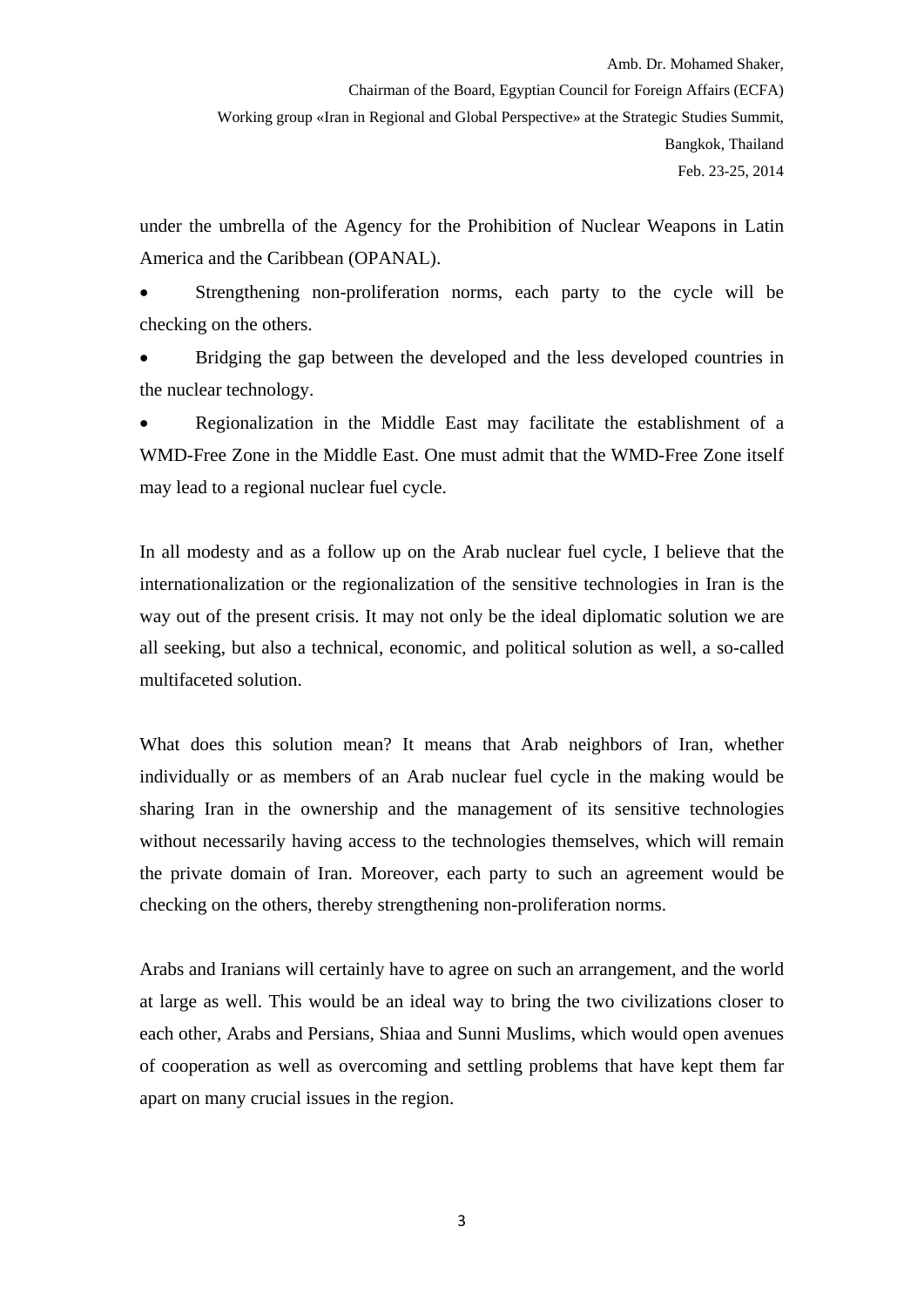under the umbrella of the Agency for the Prohibition of Nuclear Weapons in Latin America and the Caribbean (OPANAL).

- Strengthening non-proliferation norms, each party to the cycle will be checking on the others.
- Bridging the gap between the developed and the less developed countries in the nuclear technology.
- Regionalization in the Middle East may facilitate the establishment of a WMD-Free Zone in the Middle East. One must admit that the WMD-Free Zone itself may lead to a regional nuclear fuel cycle.

In all modesty and as a follow up on the Arab nuclear fuel cycle, I believe that the internationalization or the regionalization of the sensitive technologies in Iran is the way out of the present crisis. It may not only be the ideal diplomatic solution we are all seeking, but also a technical, economic, and political solution as well, a so-called multifaceted solution.

What does this solution mean? It means that Arab neighbors of Iran, whether individually or as members of an Arab nuclear fuel cycle in the making would be sharing Iran in the ownership and the management of its sensitive technologies without necessarily having access to the technologies themselves, which will remain the private domain of Iran. Moreover, each party to such an agreement would be checking on the others, thereby strengthening non-proliferation norms.

Arabs and Iranians will certainly have to agree on such an arrangement, and the world at large as well. This would be an ideal way to bring the two civilizations closer to each other, Arabs and Persians, Shiaa and Sunni Muslims, which would open avenues of cooperation as well as overcoming and settling problems that have kept them far apart on many crucial issues in the region.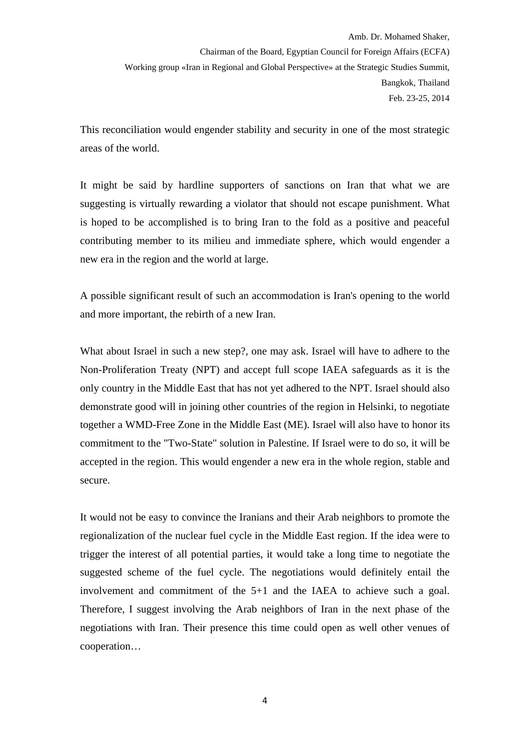This reconciliation would engender stability and security in one of the most strategic areas of the world.

It might be said by hardline supporters of sanctions on Iran that what we are suggesting is virtually rewarding a violator that should not escape punishment. What is hoped to be accomplished is to bring Iran to the fold as a positive and peaceful contributing member to its milieu and immediate sphere, which would engender a new era in the region and the world at large.

A possible significant result of such an accommodation is Iran's opening to the world and more important, the rebirth of a new Iran.

What about Israel in such a new step?, one may ask. Israel will have to adhere to the Non-Proliferation Treaty (NPT) and accept full scope IAEA safeguards as it is the only country in the Middle East that has not yet adhered to the NPT. Israel should also demonstrate good will in joining other countries of the region in Helsinki, to negotiate together a WMD-Free Zone in the Middle East (ME). Israel will also have to honor its commitment to the "Two-State" solution in Palestine. If Israel were to do so, it will be accepted in the region. This would engender a new era in the whole region, stable and secure.

It would not be easy to convince the Iranians and their Arab neighbors to promote the regionalization of the nuclear fuel cycle in the Middle East region. If the idea were to trigger the interest of all potential parties, it would take a long time to negotiate the suggested scheme of the fuel cycle. The negotiations would definitely entail the involvement and commitment of the 5+1 and the IAEA to achieve such a goal. Therefore, I suggest involving the Arab neighbors of Iran in the next phase of the negotiations with Iran. Their presence this time could open as well other venues of cooperation…